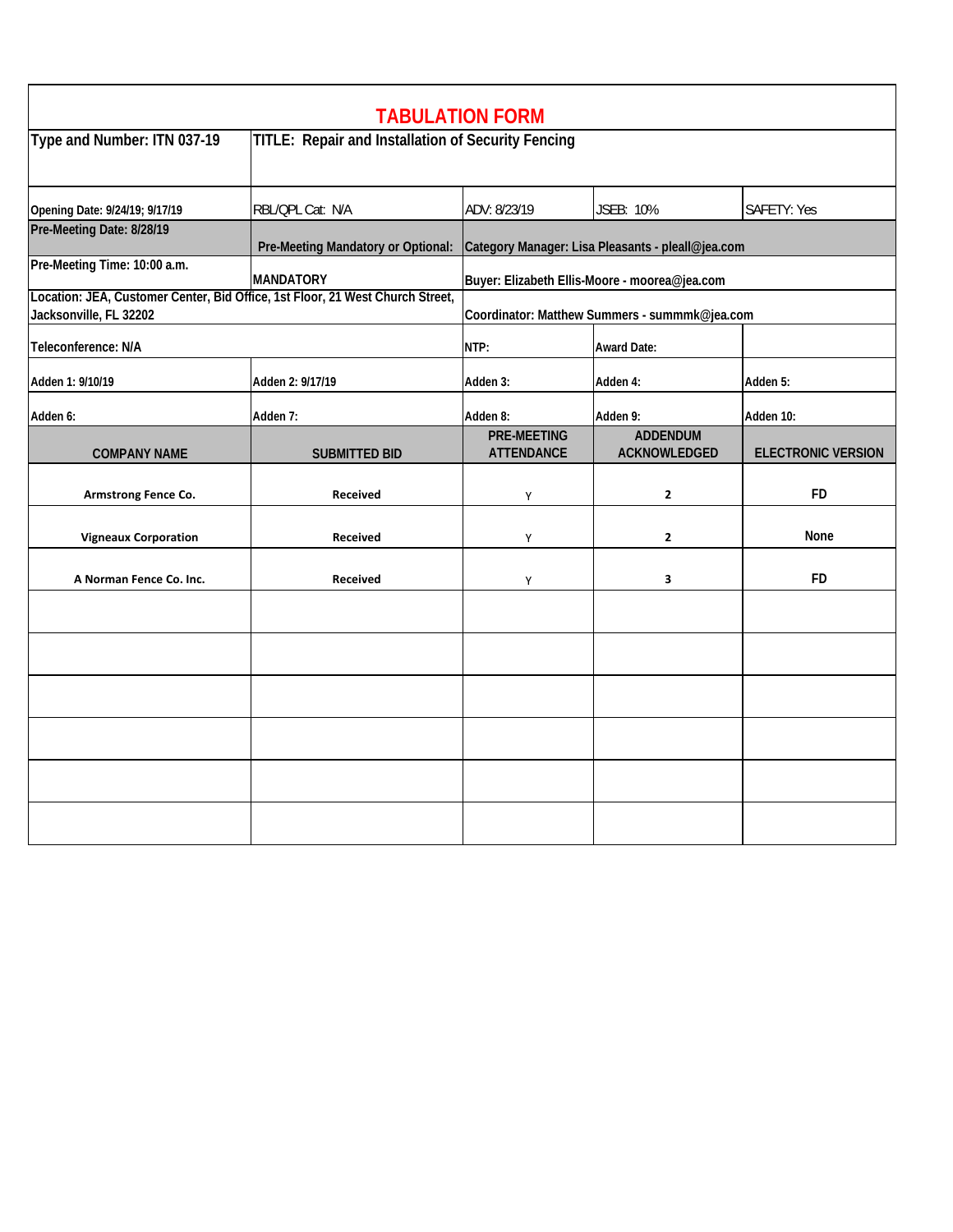# TABULATION FORM

| Type and Number: ITN 037-19 | TITLE: Repair and Installation of Security Fencing | | | |
|---|---|---|---|---|
| Opening Date: 9/24/19; 9/17/19 | RBL/QPL Cat: N/A | ADV: 8/23/19 | JSEB: 10% | SAFETY: Yes |
| Pre-Meeting Date: 8/28/19 | Pre-Meeting Mandatory or Optional: | Category Manager: Lisa Pleasants - pleall@jea.com | | |
| Pre-Meeting Time: 10:00 a.m. | MANDATORY | Buyer: Elizabeth Ellis-Moore - moorea@jea.com | | |
| Location: JEA, Customer Center, Bid Office, 1st Floor, 21 West Church Street, Jacksonville, FL 32202 | | Coordinator: Matthew Summers - summmk@jea.com | | |
| Teleconference: N/A | | NTP: | Award Date: | |
| Adden 1: 9/10/19 | Adden 2: 9/17/19 | Adden 3: | Adden 4: | Adden 5: |
| Adden 6: | Adden 7: | Adden 8: | Adden 9: | Adden 10: |
| **COMPANY NAME** | **SUBMITTED BID** | **PRE-MEETING ATTENDANCE** | **ADDENDUM ACKNOWLEDGED** | **ELECTRONIC VERSION** |
| Armstrong Fence Co. | Received | Y | 2 | FD |
| Vigneaux Corporation | Received | Y | 2 | None |
| A Norman Fence Co. Inc. | Received | Y | 3 | FD |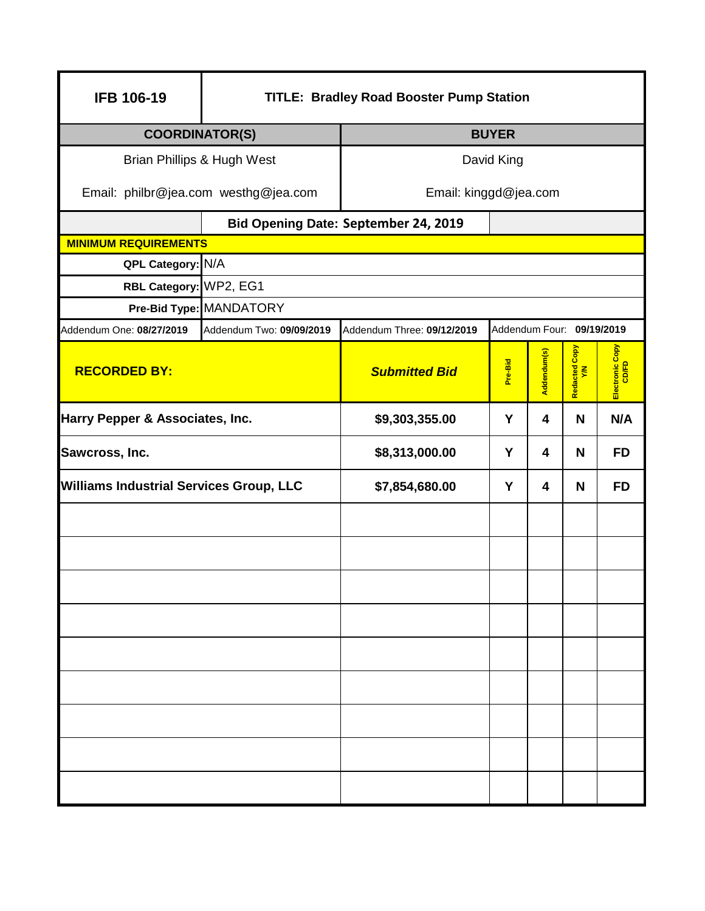| IFB 106-19 | TITLE: Bradley Road Booster Pump Station | | | | | |
|---|---|---|---|---|---|---|
| **COORDINATOR(S)** | | **BUYER** | | | | |
| Brian Phillips & Hugh West | | David King | | | | |
| Email: philbr@jea.com westhg@jea.com | | Email: kinggd@jea.com | | | | |
| | **Bid Opening Date: September 24, 2019** | | | | | |
| **MINIMUM REQUIREMENTS** | | | | | | |
| **QPL Category:** | N/A | | | | | |
| **RBL Category:** | WP2, EG1 | | | | | |
| **Pre-Bid Type:** | MANDATORY | | | | | |
| Addendum One: **08/27/2019** | Addendum Two: **09/09/2019** | Addendum Three: **09/12/2019** | Addendum Four: **09/19/2019** | | | |
| **RECORDED BY:** | | ***Submitted Bid*** | **Pre-Bid** | **Addendum(s)** | **Redacted Copy Y/N** | **Electronic Copy CD/FD** |
| **Harry Pepper & Associates, Inc.** | | **$9,303,355.00** | **Y** | **4** | **N** | **N/A** |
| **Sawcross, Inc.** | | **$8,313,000.00** | **Y** | **4** | **N** | **FD** |
| **Williams Industrial Services Group, LLC** | | **$7,854,680.00** | **Y** | **4** | **N** | **FD** |
| | | | | | | |
| | | | | | | |
| | | | | | | |
| | | | | | | |
| | | | | | | |
| | | | | | | |
| | | | | | | |
| | | | | | | |
| | | | | | | |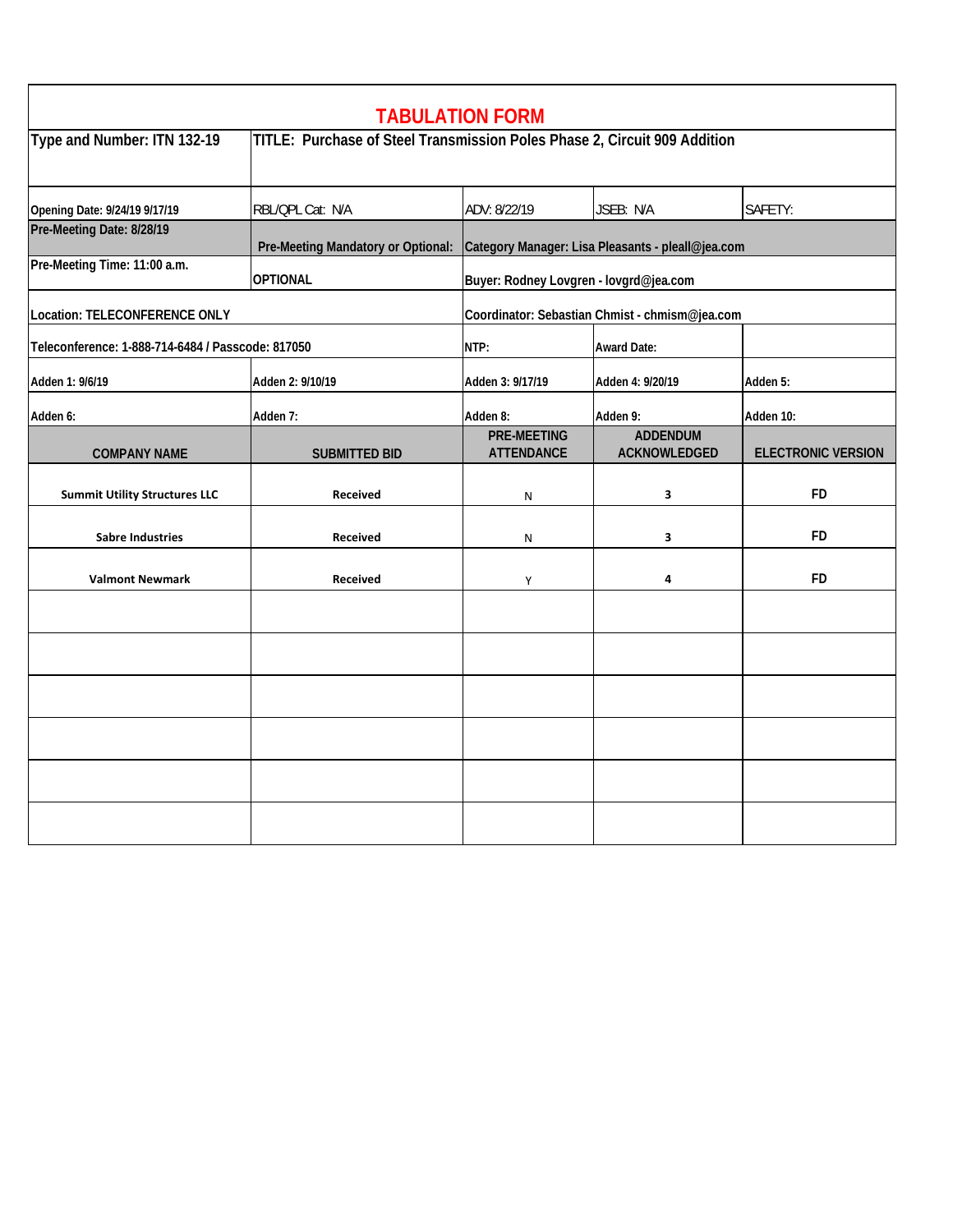# TABULATION FORM

| | | | | |
|---|---|---|---|---|
| **Type and Number: ITN 132-19** | **TITLE: Purchase of Steel Transmission Poles Phase 2, Circuit 909 Addition** | | | |
| Opening Date: 9/24/19 9/17/19 | RBL/QPL Cat: N/A | ADV: 8/22/19 | JSEB: N/A | SAFETY: |
| **Pre-Meeting Date: 8/28/19** | **Pre-Meeting Mandatory or Optional:** | **Category Manager: Lisa Pleasants - pleall@jea.com** | | |
| **Pre-Meeting Time: 11:00 a.m.** | **OPTIONAL** | **Buyer: Rodney Lovgren - lovgrd@jea.com** | | |
| **Location: TELECONFERENCE ONLY** | | **Coordinator: Sebastian Chmist - chmism@jea.com** | | |
| **Teleconference: 1-888-714-6484 / Passcode: 817050** | | **NTP:** | **Award Date:** | |
| **Adden 1: 9/6/19** | **Adden 2: 9/10/19** | **Adden 3: 9/17/19** | **Adden 4: 9/20/19** | **Adden 5:** |
| **Adden 6:** | **Adden 7:** | **Adden 8:** | **Adden 9:** | **Adden 10:** |
| **COMPANY NAME** | **SUBMITTED BID** | **PRE-MEETING ATTENDANCE** | **ADDENDUM ACKNOWLEDGED** | **ELECTRONIC VERSION** |
| **Summit Utility Structures LLC** | **Received** | N | **3** | **FD** |
| **Sabre Industries** | **Received** | N | **3** | **FD** |
| **Valmont Newmark** | **Received** | Y | **4** | **FD** |
| | | | | |
| | | | | |
| | | | | |
| | | | | |
| | | | | |
| | | | | |